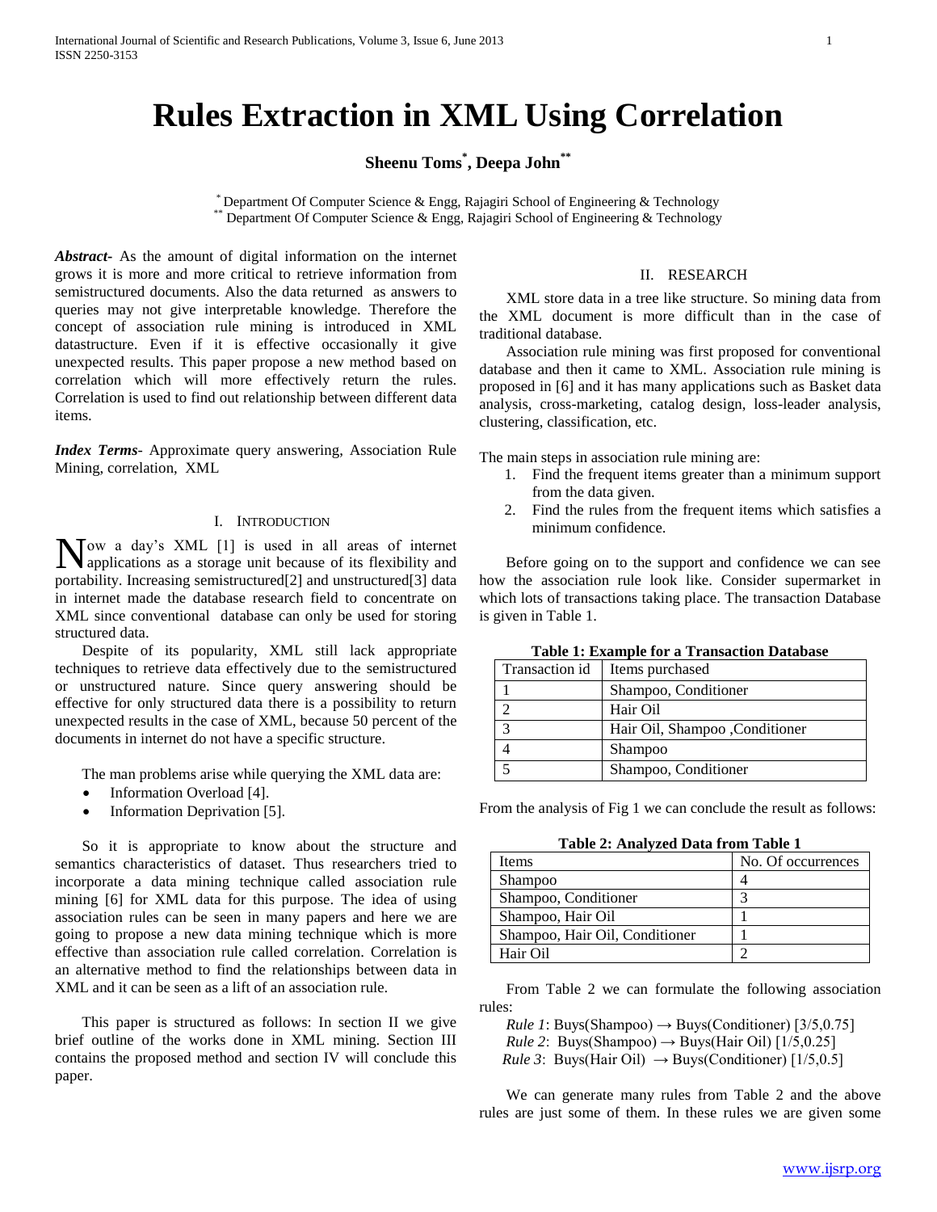# Rules Extraction in XML Using Correlation

**Sheenu Toms[*], Deepa John[**]**

[*] Department Of Computer Science & Engg, Rajagiri School of Engineering & Technology
[**] Department Of Computer Science & Engg, Rajagiri School of Engineering & Technology

***Abstract-*** As the amount of digital information on the internet grows it is more and more critical to retrieve information from semistructured documents. Also the data returned as answers to queries may not give interpretable knowledge. Therefore the concept of association rule mining is introduced in XML datastructure. Even if it is effective occasionally it give unexpected results. This paper propose a new method based on correlation which will more effectively return the rules. Correlation is used to find out relationship between different data items.

***Index Terms-*** Approximate query answering, Association Rule Mining, correlation, XML

## I. Introduction

Now a day's XML [1] is used in all areas of internet applications as a storage unit because of its flexibility and portability. Increasing semistructured[2] and unstructured[3] data in internet made the database research field to concentrate on XML since conventional database can only be used for storing structured data.

Despite of its popularity, XML still lack appropriate techniques to retrieve data effectively due to the semistructured or unstructured nature. Since query answering should be effective for only structured data there is a possibility to return unexpected results in the case of XML, because 50 percent of the documents in internet do not have a specific structure.

The man problems arise while querying the XML data are:

- Information Overload [4].
- Information Deprivation [5].

So it is appropriate to know about the structure and semantics characteristics of dataset. Thus researchers tried to incorporate a data mining technique called association rule mining [6] for XML data for this purpose. The idea of using association rules can be seen in many papers and here we are going to propose a new data mining technique which is more effective than association rule called correlation. Correlation is an alternative method to find the relationships between data in XML and it can be seen as a lift of an association rule.

This paper is structured as follows: In section II we give brief outline of the works done in XML mining. Section III contains the proposed method and section IV will conclude this paper.

## II. Research

XML store data in a tree like structure. So mining data from the XML document is more difficult than in the case of traditional database.

Association rule mining was first proposed for conventional database and then it came to XML. Association rule mining is proposed in [6] and it has many applications such as Basket data analysis, cross-marketing, catalog design, loss-leader analysis, clustering, classification, etc.

The main steps in association rule mining are:

1. Find the frequent items greater than a minimum support from the data given.
2. Find the rules from the frequent items which satisfies a minimum confidence.

Before going on to the support and confidence we can see how the association rule look like. Consider supermarket in which lots of transactions taking place. The transaction Database is given in Table 1.

**Table 1: Example for a Transaction Database**

| Transaction id | Items purchased |
|---|---|
| 1 | Shampoo, Conditioner |
| 2 | Hair Oil |
| 3 | Hair Oil, Shampoo ,Conditioner |
| 4 | Shampoo |
| 5 | Shampoo, Conditioner |

From the analysis of Fig 1 we can conclude the result as follows:

**Table 2: Analyzed Data from Table 1**

| Items | No. Of occurrences |
|---|---|
| Shampoo | 4 |
| Shampoo, Conditioner | 3 |
| Shampoo, Hair Oil | 1 |
| Shampoo, Hair Oil, Conditioner | 1 |
| Hair Oil | 2 |

From Table 2 we can formulate the following association rules:

*Rule 1*: Buys(Shampoo) → Buys(Conditioner) [3/5,0.75]
*Rule 2*: Buys(Shampoo) → Buys(Hair Oil) [1/5,0.25]
*Rule 3*: Buys(Hair Oil) → Buys(Conditioner) [1/5,0.5]

We can generate many rules from Table 2 and the above rules are just some of them. In these rules we are given some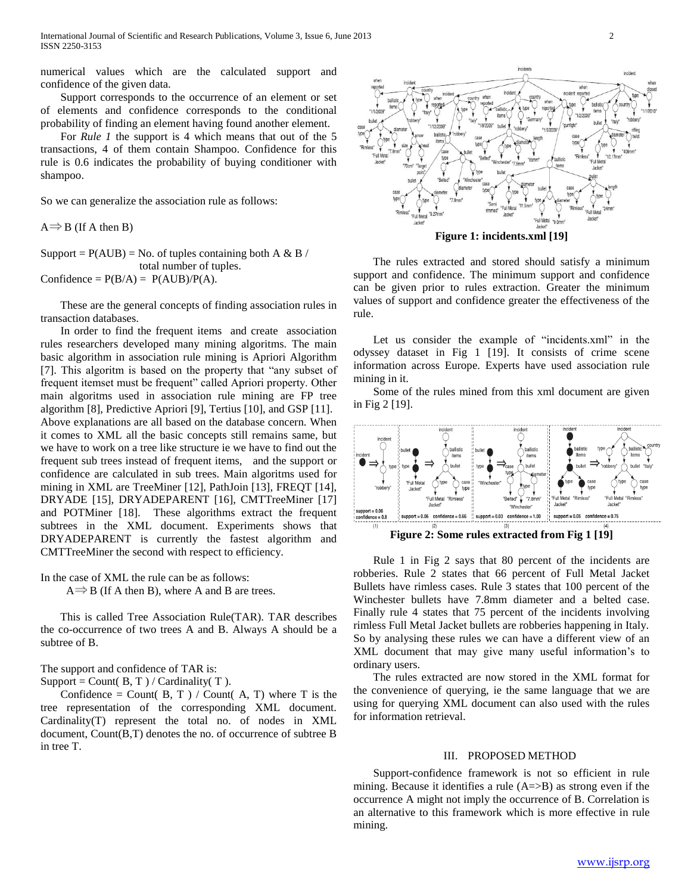numerical values which are the calculated support and confidence of the given data.

Support corresponds to the occurrence of an element or set of elements and confidence corresponds to the conditional probability of finding an element having found another element.

For *Rule 1* the support is 4 which means that out of the 5 transactions, 4 of them contain Shampoo. Confidence for this rule is 0.6 indicates the probability of buying conditioner with shampoo.

So we can generalize the association rule as follows:

$A \Rightarrow B$ (If A then B)

Support = $P(A \cup B)$ = No. of tuples containing both A & B / total number of tuples.

Confidence = $P(B/A) = P(A \cup B)/P(A)$.

These are the general concepts of finding association rules in transaction databases.

In order to find the frequent items and create association rules researchers developed many mining algoritms. The main basic algorithm in association rule mining is Apriori Algorithm [7]. This algoritm is based on the property that "any subset of frequent itemset must be frequent" called Apriori property. Other main algoritms used in association rule mining are FP tree algorithm [8], Predictive Apriori [9], Tertius [10], and GSP [11].

Above explanations are all based on the database concern. When it comes to XML all the basic concepts still remains same, but we have to work on a tree like structure ie we have to find out the frequent sub trees instead of frequent items, and the support or confidence are calculated in sub trees. Main algoritms used for mining in XML are TreeMiner [12], PathJoin [13], FREQT [14], DRYADE [15], DRYADEPARENT [16], CMTTreeMiner [17] and POTMiner [18]. These algorithms extract the frequent subtrees in the XML document. Experiments shows that DRYADEPARENT is currently the fastest algorithm and CMTTreeMiner the second with respect to efficiency.

In the case of XML the rule can be as follows:

$A \Rightarrow B$ (If A then B), where A and B are trees.

This is called Tree Association Rule(TAR). TAR describes the co-occurrence of two trees A and B. Always A should be a subtree of B.

The support and confidence of TAR is:

Support = Count( B, T ) / Cardinality( T ).

Confidence = Count( B, T ) / Count( A, T) where T is the tree representation of the corresponding XML document. Cardinality(T) represent the total no. of nodes in XML document, Count(B,T) denotes the no. of occurrence of subtree B in tree T.

**Figure 1: incidents.xml [19]**

The rules extracted and stored should satisfy a minimum support and confidence. The minimum support and confidence can be given prior to rules extraction. Greater the minimum values of support and confidence greater the effectiveness of the rule.

Let us consider the example of "incidents.xml" in the odyssey dataset in Fig 1 [19]. It consists of crime scene information across Europe. Experts have used association rule mining in it.

Some of the rules mined from this xml document are given in Fig 2 [19].

**Figure 2: Some rules extracted from Fig 1 [19]**

Rule 1 in Fig 2 says that 80 percent of the incidents are robberies. Rule 2 states that 66 percent of Full Metal Jacket Bullets have rimless cases. Rule 3 states that 100 percent of the Winchester bullets have 7.8mm diameter and a belted case. Finally rule 4 states that 75 percent of the incidents involving rimless Full Metal Jacket bullets are robberies happening in Italy. So by analysing these rules we can have a different view of an XML document that may give many useful information's to ordinary users.

The rules extracted are now stored in the XML format for the convenience of querying, ie the same language that we are using for querying XML document can also used with the rules for information retrieval.

## III. PROPOSED METHOD

Support-confidence framework is not so efficient in rule mining. Because it identifies a rule (A=>B) as strong even if the occurrence A might not imply the occurrence of B. Correlation is an alternative to this framework which is more effective in rule mining.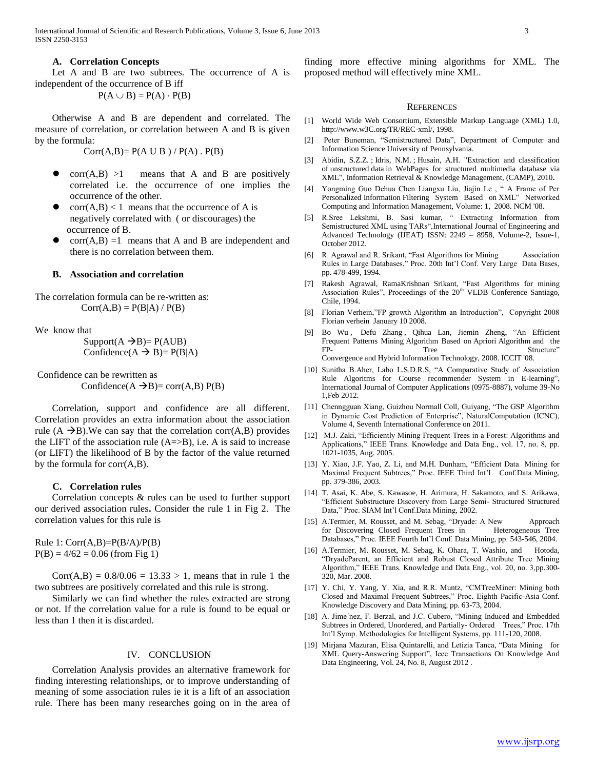### A. Correlation Concepts

Let A and B are two subtrees. The occurrence of A is independent of the occurrence of B iff

$$P(A \cup B) = P(A) \cdot P(B)$$

Otherwise A and B are dependent and correlated. The measure of correlation, or correlation between A and B is given by the formula:

$$Corr(A,B) = P(A \text{ U } B) / P(A) \cdot P(B)$$

- $corr(A,B) > 1$ means that A and B are positively correlated i.e. the occurrence of one implies the occurrence of the other.
- $corr(A,B) < 1$ means that the occurrence of A is negatively correlated with ( or discourages) the occurrence of B.
- $corr(A,B) = 1$ means that A and B are independent and there is no correlation between them.

### B. Association and correlation

The correlation formula can be re-written as:

$$Corr(A,B) = P(B|A) / P(B)$$

We know that

$$Support(A \rightarrow B) = P(AUB)$$

$$Confidence(A \rightarrow B) = P(B|A)$$

Confidence can be rewritten as

$$Confidence(A \rightarrow B) = corr(A,B)\ P(B)$$

Correlation, support and confidence are all different. Correlation provides an extra information about the association rule ($A \rightarrow B$).We can say that the correlation corr(A,B) provides the LIFT of the association rule (A=>B), i.e. A is said to increase (or LIFT) the likelihood of B by the factor of the value returned by the formula for corr(A,B).

### C. Correlation rules

Correlation concepts & rules can be used to further support our derived association rules**.** Consider the rule 1 in Fig 2. The correlation values for this rule is

Rule 1: $Corr(A,B)=P(B/A)/P(B)$
$P(B) = 4/62 = 0.06$ (from Fig 1)

$Corr(A,B) = 0.8/0.06 = 13.33 > 1$, means that in rule 1 the two subtrees are positively correlated and this rule is strong.

Similarly we can find whether the rules extracted are strong or not. If the correlation value for a rule is found to be equal or less than 1 then it is discarded.

## IV. CONCLUSION

Correlation Analysis provides an alternative framework for finding interesting relationships, or to improve understanding of meaning of some association rules ie it is a lift of an association rule. There has been many researches going on in the area of finding more effective mining algorithms for XML. The proposed method will effectively mine XML.

## REFERENCES

[1] World Wide Web Consortium, Extensible Markup Language (XML) 1.0, http://www.w3C.org/TR/REC-xml/, 1998.

[2] Peter Buneman, "Semistructured Data", Department of Computer and Information Science University of Pennsylvania.

[3] Abidin, S.Z.Z. ; Idris, N.M. ; Husain, A.H. "Extraction and classification of unstructured data in WebPages for structured multimedia database via XML", Information Retrieval & Knowledge Management, (CAMP), 2010**.**

[4] Yongming Guo Dehua Chen Liangxu Liu, Jiajin Le , " A Frame of Per Personalized Information Filtering System Based on XML" Networked Computing and Information Management, Volume: 1, 2008. NCM '08.

[5] R.Sree Lekshmi, B. Sasi kumar, " Extracting Information from Semistructured XML using TARs",International Journal of Engineering and Advanced Technology (IJEAT) ISSN: 2249 – 8958, Volume-2, Issue-1, October 2012.

[6] R. Agrawal and R. Srikant, "Fast Algorithms for Mining Association Rules in Large Databases," Proc. 20th Int'l Conf. Very Large Data Bases, pp. 478-499, 1994.

[7] Rakesh Agrawal, RamaKrishnan Srikant, "Fast Algorithms for mining Association Rules", Proceedings of the 20th VLDB Conference Santiago, Chile, 1994.

[8] Florian Verhein,"FP growth Algorithm an Introduction", Copyright 2008 Florian verhein January 10 2008.

[9] Bo Wu , Defu Zhang , Qihua Lan, Jiemin Zheng, "An Efficient Frequent Patterns Mining Algorithm Based on Apriori Algorithm and the FP- Tree Structure" Convergence and Hybrid Information Technology, 2008. ICCIT '08.

[10] Sunitha B.Aher, Labo L.S.D.R.S, "A Comparative Study of Association Rule Algoritms for Course recommender System in E-learning", International Journal of Computer Applications (0975-8887), volume 39-No 1,Feb 2012.

[11] Chennguan Xiang, Guizhou Normall Coll, Guiyang, "The GSP Algorithm in Dynamic Cost Prediction of Enterprise", NaturalComputation (ICNC), Volume 4, Seventh International Conference on 2011.

[12] M.J. Zaki, "Efficiently Mining Frequent Trees in a Forest: Algorithms and Applications," IEEE Trans. Knowledge and Data Eng., vol. 17, no. 8, pp. 1021-1035, Aug. 2005.

[13] Y. Xiao, J.F. Yao, Z. Li, and M.H. Dunham, "Efficient Data Mining for Maximal Frequent Subtrees," Proc. IEEE Third Int'l Conf.Data Mining, pp. 379-386, 2003.

[14] T. Asai, K. Abe, S. Kawasoe, H. Arimura, H. Sakamoto, and S. Arikawa, "Efficient Substructure Discovery from Large Semi- Structured Structured Data," Proc. SIAM Int'l Conf.Data Mining, 2002.

[15] A.Termier, M. Rousset, and M. Sebag, "Dryade: A New Approach for Discovering Closed Frequent Trees in Heterogeneous Tree Databases," Proc. IEEE Fourth Int'l Conf. Data Mining, pp. 543-546, 2004.

[16] A.Termier, M. Rousset, M. Sebag, K. Ohara, T. Washio, and Hotoda, "DryadeParent, an Efficient and Robust Closed Attribute Tree Mining Algorithm," IEEE Trans. Knowledge and Data Eng., vol. 20, no. 3,pp.300-320, Mar. 2008.

[17] Y. Chi, Y. Yang, Y. Xia, and R.R. Muntz, "CMTreeMiner: Mining both Closed and Maximal Frequent Subtrees," Proc. Eighth Pacific-Asia Conf. Knowledge Discovery and Data Mining, pp. 63-73, 2004.

[18] A. Jime´nez, F. Berzal, and J.C. Cubero, "Mining Induced and Embedded Subtrees in Ordered, Unordered, and Partially- Ordered Trees," Proc. 17th Int'l Symp. Methodologies for Intelligent Systems, pp. 111-120, 2008.

[19] Mirjana Mazuran, Elisa Quintarelli, and Letizia Tanca, "Data Mining for XML Query-Answering Support", Ieee Transactions On Knowledge And Data Engineering, Vol. 24, No. 8, August 2012 .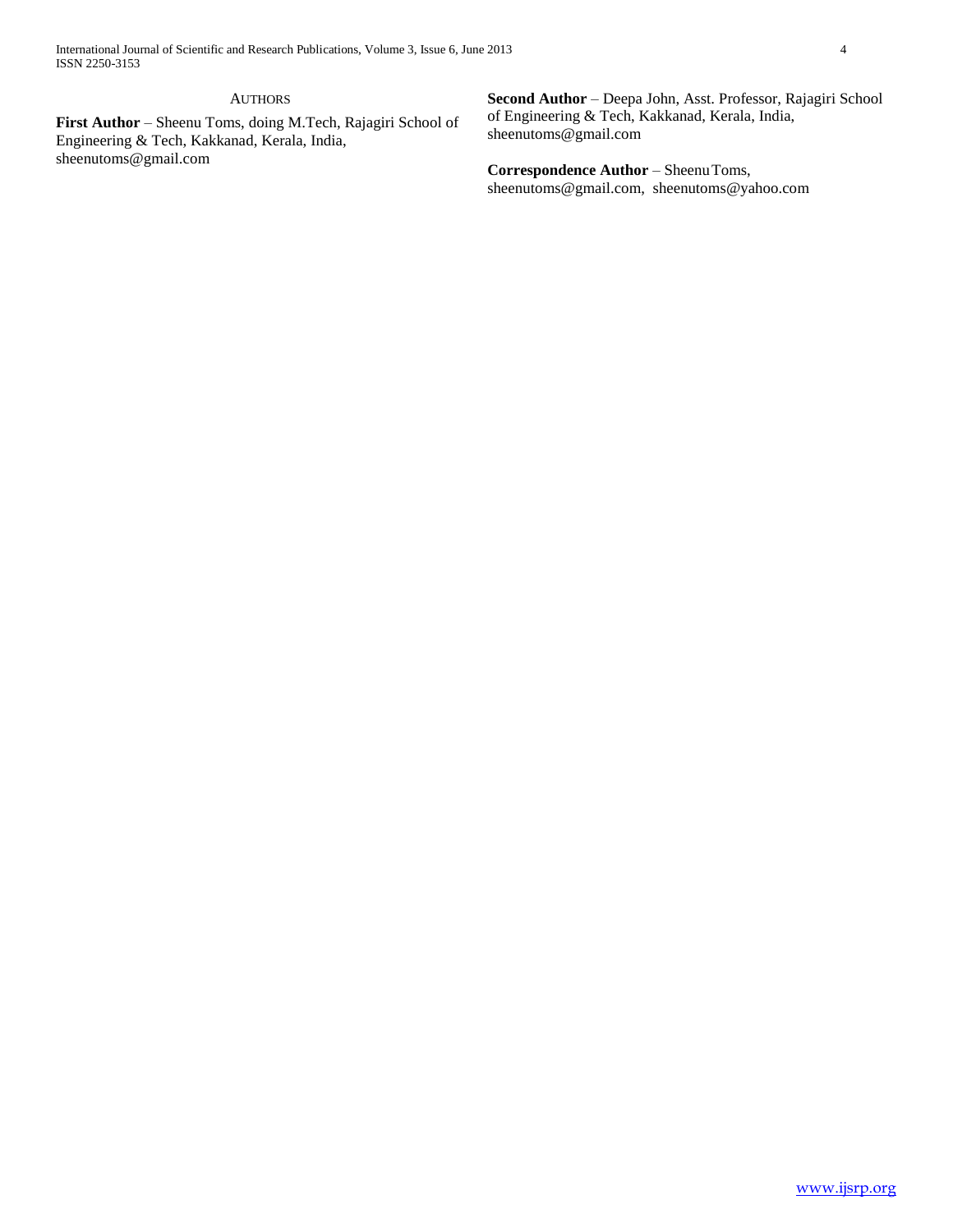## AUTHORS

**First Author** – Sheenu Toms, doing M.Tech, Rajagiri School of Engineering & Tech, Kakkanad, Kerala, India, sheenutoms@gmail.com

**Second Author** – Deepa John, Asst. Professor, Rajagiri School of Engineering & Tech, Kakkanad, Kerala, India, sheenutoms@gmail.com

**Correspondence Author** – Sheenu Toms, sheenutoms@gmail.com, sheenutoms@yahoo.com